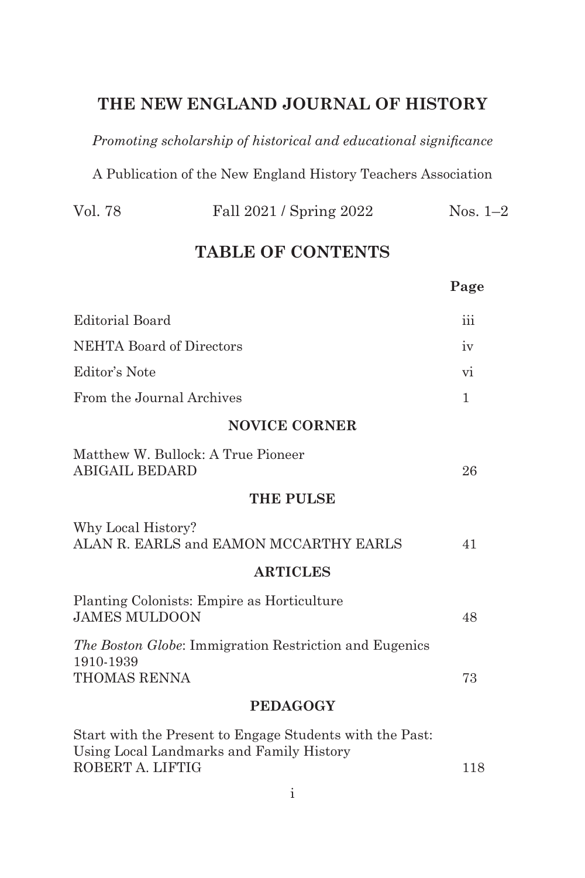# THE NEW ENGLAND JOURNAL OF HISTORY

*Promoting scholarship of historical and educational significance*

A Publication of the New England History Teachers Association

Vol. 78 Fall 2021 / Spring 2022 Nos. 1–2

## TABLE OF CONTENTS

| | Page |
|---|---|
| Editorial Board | iii |
| NEHTA Board of Directors | iv |
| Editor's Note | vi |
| From the Journal Archives | 1 |

### NOVICE CORNER

| | |
|---|---|
| Matthew W. Bullock: A True Pioneer<br>ABIGAIL BEDARD | 26 |

### THE PULSE

| | |
|---|---|
| Why Local History?<br>ALAN R. EARLS and EAMON MCCARTHY EARLS | 41 |

### ARTICLES

| | |
|---|---|
| Planting Colonists: Empire as Horticulture<br>JAMES MULDOON | 48 |
| *The Boston Globe*: Immigration Restriction and Eugenics 1910-1939<br>THOMAS RENNA | 73 |

### PEDAGOGY

| | |
|---|---|
| Start with the Present to Engage Students with the Past: Using Local Landmarks and Family History<br>ROBERT A. LIFTIG | 118 |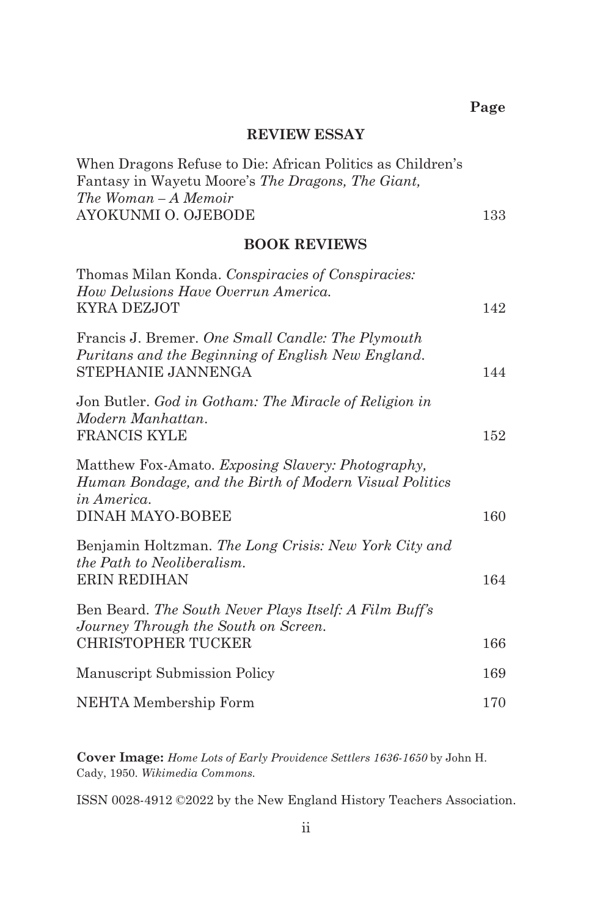**Page**

## REVIEW ESSAY

When Dragons Refuse to Die: African Politics as Children's Fantasy in Wayetu Moore's *The Dragons, The Giant, The Woman – A Memoir*
AYOKUNMI O. OJEBODE — 133

## BOOK REVIEWS

Thomas Milan Konda. *Conspiracies of Conspiracies: How Delusions Have Overrun America.*
KYRA DEZJOT — 142

Francis J. Bremer. *One Small Candle: The Plymouth Puritans and the Beginning of English New England.*
STEPHANIE JANNENGA — 144

Jon Butler. *God in Gotham: The Miracle of Religion in Modern Manhattan.*
FRANCIS KYLE — 152

Matthew Fox-Amato. *Exposing Slavery: Photography, Human Bondage, and the Birth of Modern Visual Politics in America.*
DINAH MAYO-BOBEE — 160

Benjamin Holtzman. *The Long Crisis: New York City and the Path to Neoliberalism.*
ERIN REDIHAN — 164

Ben Beard. *The South Never Plays Itself: A Film Buff's Journey Through the South on Screen.*
CHRISTOPHER TUCKER — 166

Manuscript Submission Policy — 169

NEHTA Membership Form — 170

**Cover Image:** *Home Lots of Early Providence Settlers 1636-1650* by John H. Cady, 1950. *Wikimedia Commons.*

ISSN 0028-4912 ©2022 by the New England History Teachers Association.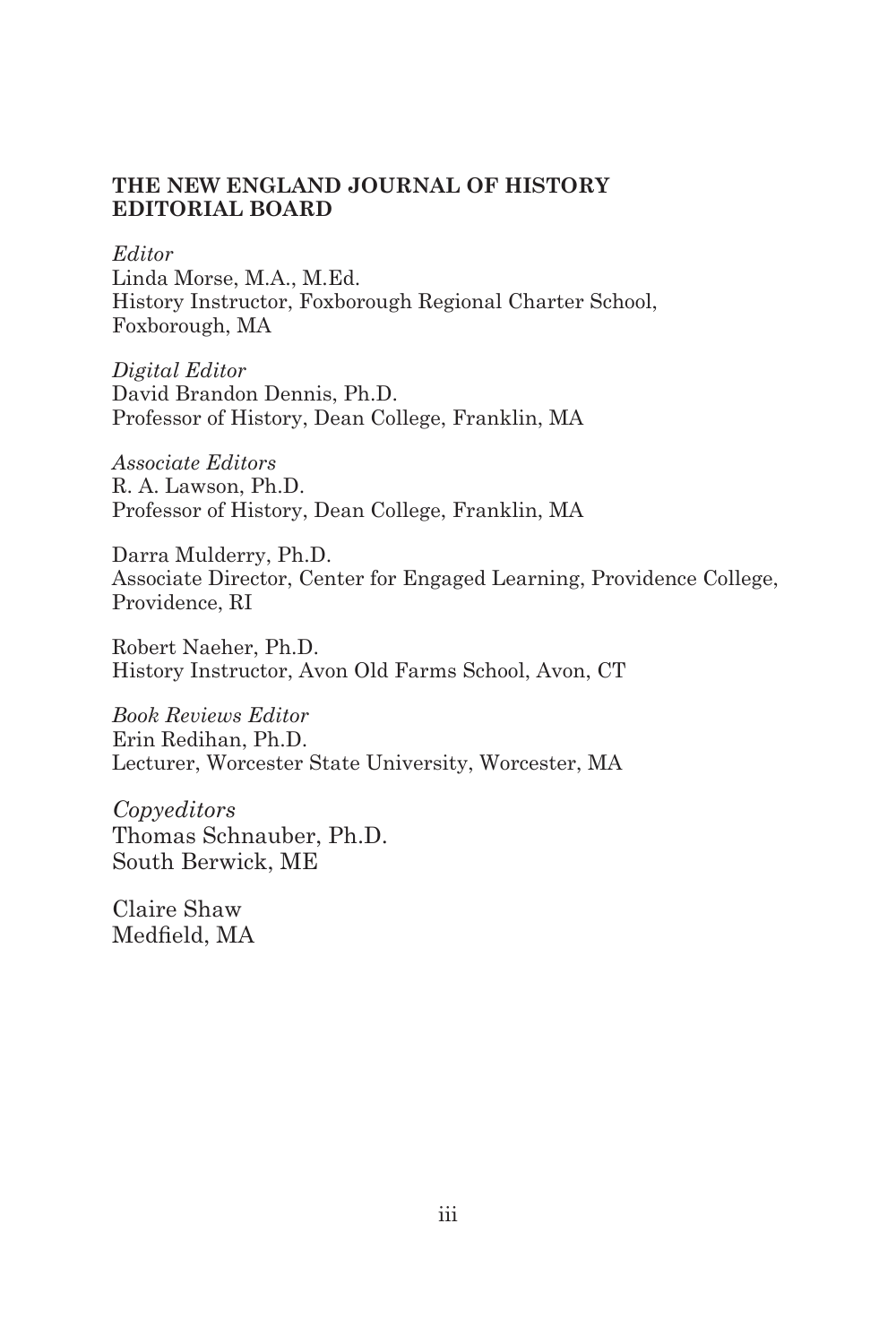**THE NEW ENGLAND JOURNAL OF HISTORY EDITORIAL BOARD**

*Editor*
Linda Morse, M.A., M.Ed.
History Instructor, Foxborough Regional Charter School, Foxborough, MA

*Digital Editor*
David Brandon Dennis, Ph.D.
Professor of History, Dean College, Franklin, MA

*Associate Editors*
R. A. Lawson, Ph.D.
Professor of History, Dean College, Franklin, MA

Darra Mulderry, Ph.D.
Associate Director, Center for Engaged Learning, Providence College, Providence, RI

Robert Naeher, Ph.D.
History Instructor, Avon Old Farms School, Avon, CT

*Book Reviews Editor*
Erin Redihan, Ph.D.
Lecturer, Worcester State University, Worcester, MA

*Copyeditors*
Thomas Schnauber, Ph.D.
South Berwick, ME

Claire Shaw
Medfield, MA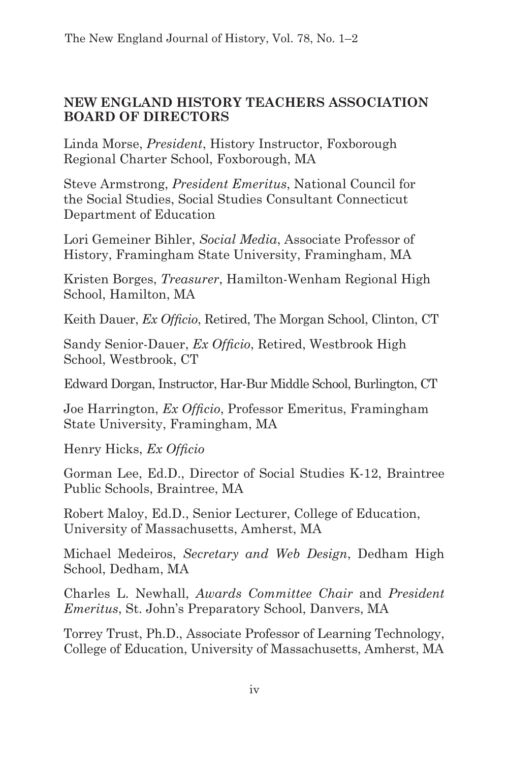## NEW ENGLAND HISTORY TEACHERS ASSOCIATION BOARD OF DIRECTORS

Linda Morse, *President*, History Instructor, Foxborough Regional Charter School, Foxborough, MA

Steve Armstrong, *President Emeritus*, National Council for the Social Studies, Social Studies Consultant Connecticut Department of Education

Lori Gemeiner Bihler, *Social Media*, Associate Professor of History, Framingham State University, Framingham, MA

Kristen Borges, *Treasurer*, Hamilton-Wenham Regional High School, Hamilton, MA

Keith Dauer, *Ex Officio*, Retired, The Morgan School, Clinton, CT

Sandy Senior-Dauer, *Ex Officio*, Retired, Westbrook High School, Westbrook, CT

Edward Dorgan, Instructor, Har-Bur Middle School, Burlington, CT

Joe Harrington, *Ex Officio*, Professor Emeritus, Framingham State University, Framingham, MA

Henry Hicks, *Ex Officio*

Gorman Lee, Ed.D., Director of Social Studies K-12, Braintree Public Schools, Braintree, MA

Robert Maloy, Ed.D., Senior Lecturer, College of Education, University of Massachusetts, Amherst, MA

Michael Medeiros, *Secretary and Web Design*, Dedham High School, Dedham, MA

Charles L. Newhall, *Awards Committee Chair* and *President Emeritus*, St. John's Preparatory School, Danvers, MA

Torrey Trust, Ph.D., Associate Professor of Learning Technology, College of Education, University of Massachusetts, Amherst, MA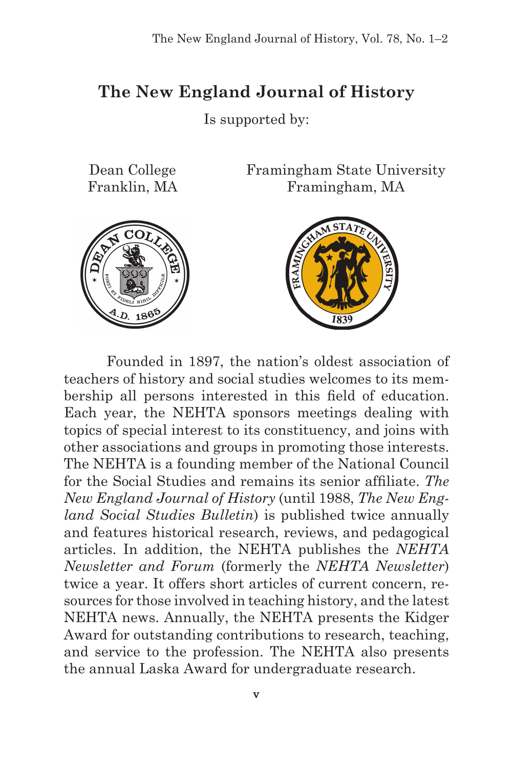## The New England Journal of History

Is supported by:

Dean College
Franklin, MA

Framingham State University
Framingham, MA

Founded in 1897, the nation's oldest association of teachers of history and social studies welcomes to its membership all persons interested in this field of education. Each year, the NEHTA sponsors meetings dealing with topics of special interest to its constituency, and joins with other associations and groups in promoting those interests. The NEHTA is a founding member of the National Council for the Social Studies and remains its senior affiliate. *The New England Journal of History* (until 1988, *The New England Social Studies Bulletin*) is published twice annually and features historical research, reviews, and pedagogical articles. In addition, the NEHTA publishes the *NEHTA Newsletter and Forum* (formerly the *NEHTA Newsletter*) twice a year. It offers short articles of current concern, resources for those involved in teaching history, and the latest NEHTA news. Annually, the NEHTA presents the Kidger Award for outstanding contributions to research, teaching, and service to the profession. The NEHTA also presents the annual Laska Award for undergraduate research.